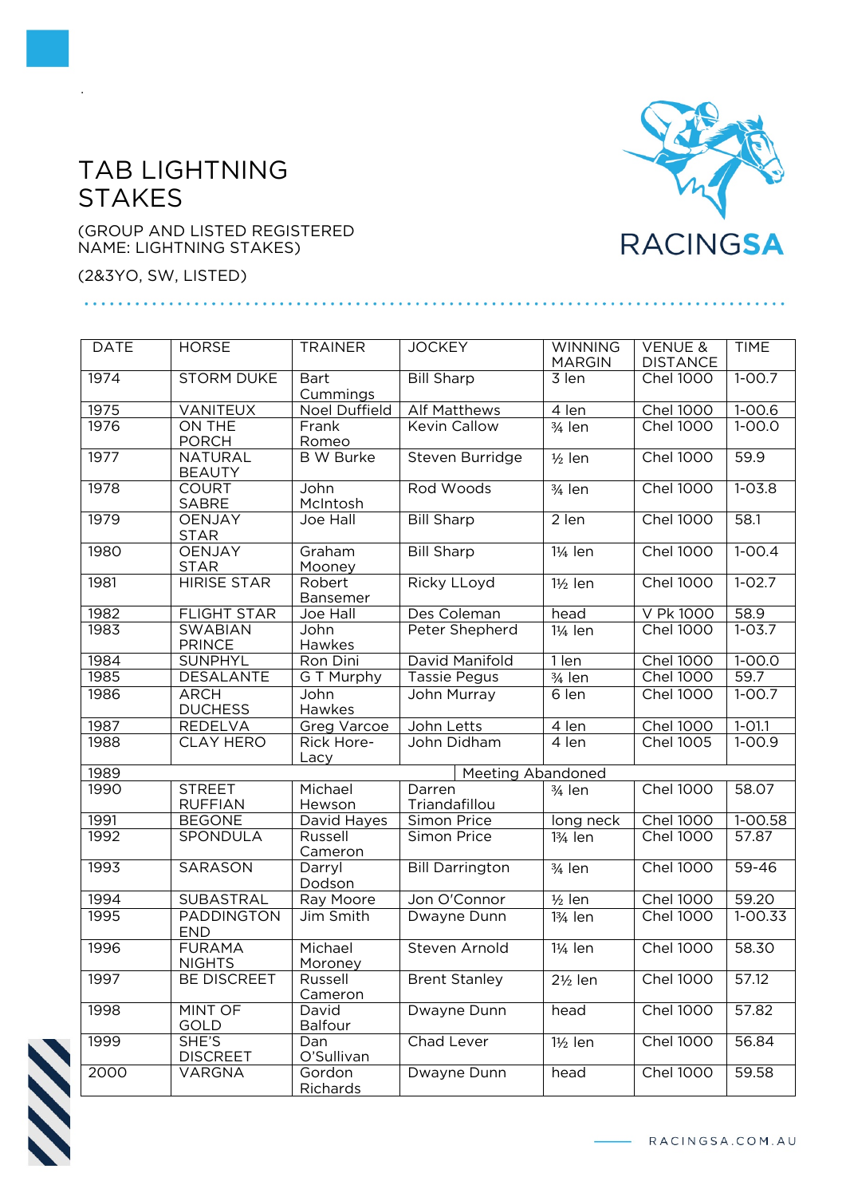# TAB LIGHTNING STAKES

(GROUP AND LISTED REGISTERED NAME: LIGHTNING STAKES)

(2&3YO, SW, LISTED)

| DATE | HORSE | TRAINER | JOCKEY | WINNING MARGIN | VENUE & DISTANCE | TIME |
|---|---|---|---|---|---|---|
| 1974 | STORM DUKE | Bart Cummings | Bill Sharp | 3 len | Chel 1000 | 1-00.7 |
| 1975 | VANITEUX | Noel Duffield | Alf Matthews | 4 len | Chel 1000 | 1-00.6 |
| 1976 | ON THE PORCH | Frank Romeo | Kevin Callow | ¾ len | Chel 1000 | 1-00.0 |
| 1977 | NATURAL BEAUTY | B W Burke | Steven Burridge | ½ len | Chel 1000 | 59.9 |
| 1978 | COURT SABRE | John McIntosh | Rod Woods | ¾ len | Chel 1000 | 1-03.8 |
| 1979 | OENJAY STAR | Joe Hall | Bill Sharp | 2 len | Chel 1000 | 58.1 |
| 1980 | OENJAY STAR | Graham Mooney | Bill Sharp | 1¼ len | Chel 1000 | 1-00.4 |
| 1981 | HIRISE STAR | Robert Bansemer | Ricky LLoyd | 1½ len | Chel 1000 | 1-02.7 |
| 1982 | FLIGHT STAR | Joe Hall | Des Coleman | head | V Pk 1000 | 58.9 |
| 1983 | SWABIAN PRINCE | John Hawkes | Peter Shepherd | 1¼ len | Chel 1000 | 1-03.7 |
| 1984 | SUNPHYL | Ron Dini | David Manifold | 1 len | Chel 1000 | 1-00.0 |
| 1985 | DESALANTE | G T Murphy | Tassie Pegus | ¾ len | Chel 1000 | 59.7 |
| 1986 | ARCH DUCHESS | John Hawkes | John Murray | 6 len | Chel 1000 | 1-00.7 |
| 1987 | REDELVA | Greg Varcoe | John Letts | 4 len | Chel 1000 | 1-01.1 |
| 1988 | CLAY HERO | Rick Hore-Lacy | John Didham | 4 len | Chel 1005 | 1-00.9 |
| 1989 | Meeting Abandoned | | | | | |
| 1990 | STREET RUFFIAN | Michael Hewson | Darren Triandafillou | ¾ len | Chel 1000 | 58.07 |
| 1991 | BEGONE | David Hayes | Simon Price | long neck | Chel 1000 | 1-00.58 |
| 1992 | SPONDULA | Russell Cameron | Simon Price | 1¾ len | Chel 1000 | 57.87 |
| 1993 | SARASON | Darryl Dodson | Bill Darrington | ¾ len | Chel 1000 | 59-46 |
| 1994 | SUBASTRAL | Ray Moore | Jon O'Connor | ½ len | Chel 1000 | 59.20 |
| 1995 | PADDINGTON END | Jim Smith | Dwayne Dunn | 1¾ len | Chel 1000 | 1-00.33 |
| 1996 | FURAMA NIGHTS | Michael Moroney | Steven Arnold | 1¼ len | Chel 1000 | 58.30 |
| 1997 | BE DISCREET | Russell Cameron | Brent Stanley | 2½ len | Chel 1000 | 57.12 |
| 1998 | MINT OF GOLD | David Balfour | Dwayne Dunn | head | Chel 1000 | 57.82 |
| 1999 | SHE'S DISCREET | Dan O'Sullivan | Chad Lever | 1½ len | Chel 1000 | 56.84 |
| 2000 | VARGNA | Gordon Richards | Dwayne Dunn | head | Chel 1000 | 59.58 |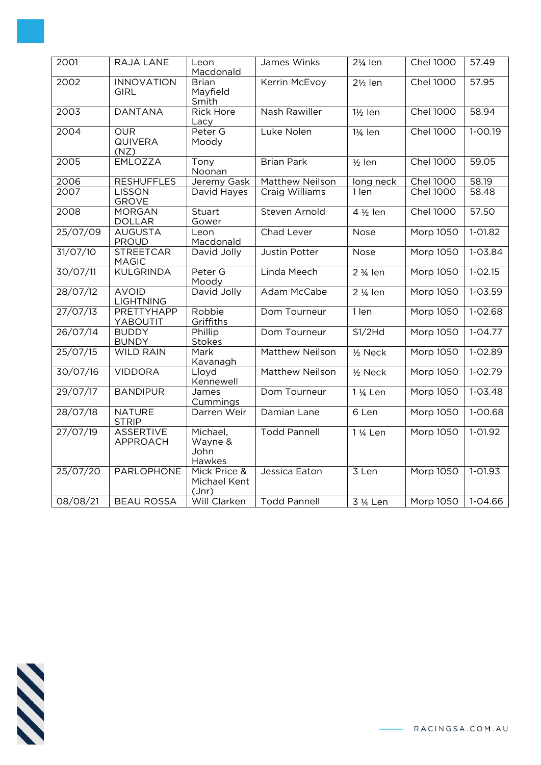| | | | | | | |
|---|---|---|---|---|---|---|
| 2001 | RAJA LANE | Leon Macdonald | James Winks | 2¼ len | Chel 1000 | 57.49 |
| 2002 | INNOVATION GIRL | Brian Mayfield Smith | Kerrin McEvoy | 2½ len | Chel 1000 | 57.95 |
| 2003 | DANTANA | Rick Hore Lacy | Nash Rawiller | 1½ len | Chel 1000 | 58.94 |
| 2004 | OUR QUIVERA (NZ) | Peter G Moody | Luke Nolen | 1¼ len | Chel 1000 | 1-00.19 |
| 2005 | EMLOZZA | Tony Noonan | Brian Park | ½ len | Chel 1000 | 59.05 |
| 2006 | RESHUFFLES | Jeremy Gask | Matthew Neilson | long neck | Chel 1000 | 58.19 |
| 2007 | LISSON GROVE | David Hayes | Craig Williams | 1 len | Chel 1000 | 58.48 |
| 2008 | MORGAN DOLLAR | Stuart Gower | Steven Arnold | 4 ½ len | Chel 1000 | 57.50 |
| 25/07/09 | AUGUSTA PROUD | Leon Macdonald | Chad Lever | Nose | Morp 1050 | 1-01.82 |
| 31/07/10 | STREETCAR MAGIC | David Jolly | Justin Potter | Nose | Morp 1050 | 1-03.84 |
| 30/07/11 | KULGRINDA | Peter G Moody | Linda Meech | 2 ¾ len | Morp 1050 | 1-02.15 |
| 28/07/12 | AVOID LIGHTNING | David Jolly | Adam McCabe | 2 ¼ len | Morp 1050 | 1-03.59 |
| 27/07/13 | PRETTYHAPP YABOUTIT | Robbie Griffiths | Dom Tourneur | 1 len | Morp 1050 | 1-02.68 |
| 26/07/14 | BUDDY BUNDY | Phillip Stokes | Dom Tourneur | S1/2Hd | Morp 1050 | 1-04.77 |
| 25/07/15 | WILD RAIN | Mark Kavanagh | Matthew Neilson | ½ Neck | Morp 1050 | 1-02.89 |
| 30/07/16 | VIDDORA | Lloyd Kennewell | Matthew Neilson | ½ Neck | Morp 1050 | 1-02.79 |
| 29/07/17 | BANDIPUR | James Cummings | Dom Tourneur | 1 ¼ Len | Morp 1050 | 1-03.48 |
| 28/07/18 | NATURE STRIP | Darren Weir | Damian Lane | 6 Len | Morp 1050 | 1-00.68 |
| 27/07/19 | ASSERTIVE APPROACH | Michael, Wayne & John Hawkes | Todd Pannell | 1 ¼ Len | Morp 1050 | 1-01.92 |
| 25/07/20 | PARLOPHONE | Mick Price & Michael Kent (Jnr) | Jessica Eaton | 3 Len | Morp 1050 | 1-01.93 |
| 08/08/21 | BEAU ROSSA | Will Clarken | Todd Pannell | 3 ¼ Len | Morp 1050 | 1-04.66 |